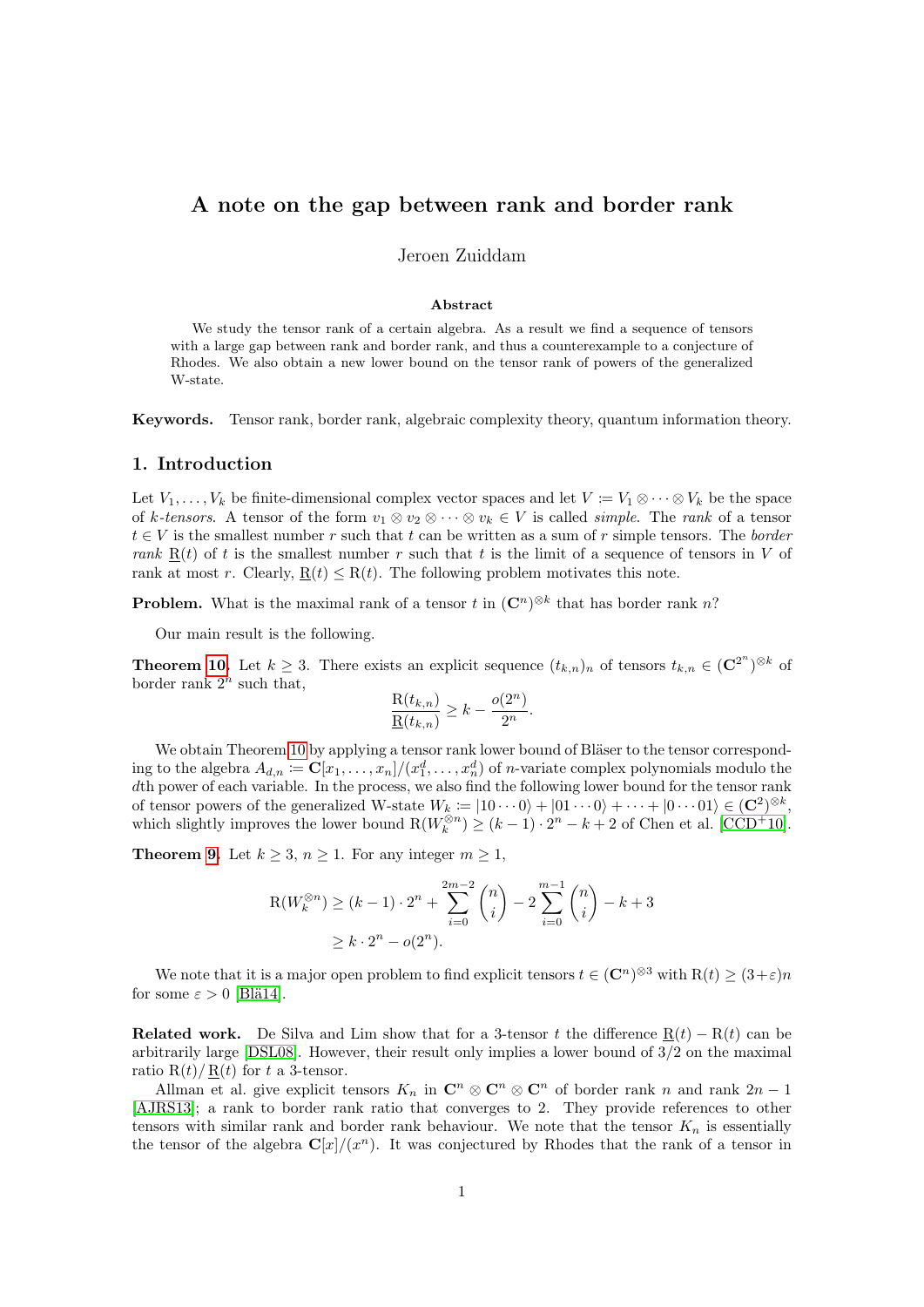# A note on the gap between rank and border rank

Jeroen Zuiddam

### Abstract

We study the tensor rank of a certain algebra. As a result we find a sequence of tensors with a large gap between rank and border rank, and thus a counterexample to a conjecture of Rhodes. We also obtain a new lower bound on the tensor rank of powers of the generalized W-state.

**Keywords.** Tensor rank, border rank, algebraic complexity theory, quantum information theory.

## 1. Introduction

Let $V_1, \ldots, V_k$ be finite-dimensional complex vector spaces and let $V \coloneqq V_1 \otimes \cdots \otimes V_k$ be the space of $k$-*tensors*. A tensor of the form $v_1 \otimes v_2 \otimes \cdots \otimes v_k \in V$ is called *simple*. The *rank* of a tensor $t \in V$ is the smallest number $r$ such that $t$ can be written as a sum of $r$ simple tensors. The *border rank* $\underline{\mathrm{R}}(t)$ of $t$ is the smallest number $r$ such that $t$ is the limit of a sequence of tensors in $V$ of rank at most $r$. Clearly, $\underline{\mathrm{R}}(t) \leq \mathrm{R}(t)$. The following problem motivates this note.

**Problem.** What is the maximal rank of a tensor $t$ in $(\mathbf{C}^n)^{\otimes k}$ that has border rank $n$?

Our main result is the following.

**Theorem 10.** Let $k \geq 3$. There exists an explicit sequence $(t_{k,n})_n$ of tensors $t_{k,n} \in (\mathbf{C}^{2^n})^{\otimes k}$ of border rank $2^n$ such that,

$$\frac{\mathrm{R}(t_{k,n})}{\underline{\mathrm{R}}(t_{k,n})} \geq k - \frac{o(2^n)}{2^n}.$$

We obtain Theorem 10 by applying a tensor rank lower bound of Bläser to the tensor corresponding to the algebra $A_{d,n} \coloneqq \mathbf{C}[x_1, \ldots, x_n]/(x_1^d, \ldots, x_n^d)$ of $n$-variate complex polynomials modulo the $d$th power of each variable. In the process, we also find the following lower bound for the tensor rank of tensor powers of the generalized W-state $W_k \coloneqq |10\cdots0\rangle + |01\cdots0\rangle + \cdots + |0\cdots01\rangle \in (\mathbf{C}^2)^{\otimes k}$, which slightly improves the lower bound $\mathrm{R}(W_k^{\otimes n}) \geq (k-1) \cdot 2^n - k + 2$ of Chen et al. [CCD+10].

**Theorem 9.** Let $k \geq 3$, $n \geq 1$. For any integer $m \geq 1$,

$$\begin{aligned}
\mathrm{R}(W_k^{\otimes n}) &\geq (k-1) \cdot 2^n + \sum_{i=0}^{2m-2} \binom{n}{i} - 2 \sum_{i=0}^{m-1} \binom{n}{i} - k + 3 \\
&\geq k \cdot 2^n - o(2^n).
\end{aligned}$$

We note that it is a major open problem to find explicit tensors $t \in (\mathbf{C}^n)^{\otimes 3}$ with $\mathrm{R}(t) \geq (3+\varepsilon)n$ for some $\varepsilon > 0$ [Blä14].

**Related work.** De Silva and Lim show that for a 3-tensor $t$ the difference $\underline{\mathrm{R}}(t) - \mathrm{R}(t)$ can be arbitrarily large [DSL08]. However, their result only implies a lower bound of $3/2$ on the maximal ratio $\mathrm{R}(t)/\underline{\mathrm{R}}(t)$ for $t$ a 3-tensor.

Allman et al. give explicit tensors $K_n$ in $\mathbf{C}^n \otimes \mathbf{C}^n \otimes \mathbf{C}^n$ of border rank $n$ and rank $2n-1$ [AJRS13]; a rank to border rank ratio that converges to 2. They provide references to other tensors with similar rank and border rank behaviour. We note that the tensor $K_n$ is essentially the tensor of the algebra $\mathbf{C}[x]/(x^n)$. It was conjectured by Rhodes that the rank of a tensor in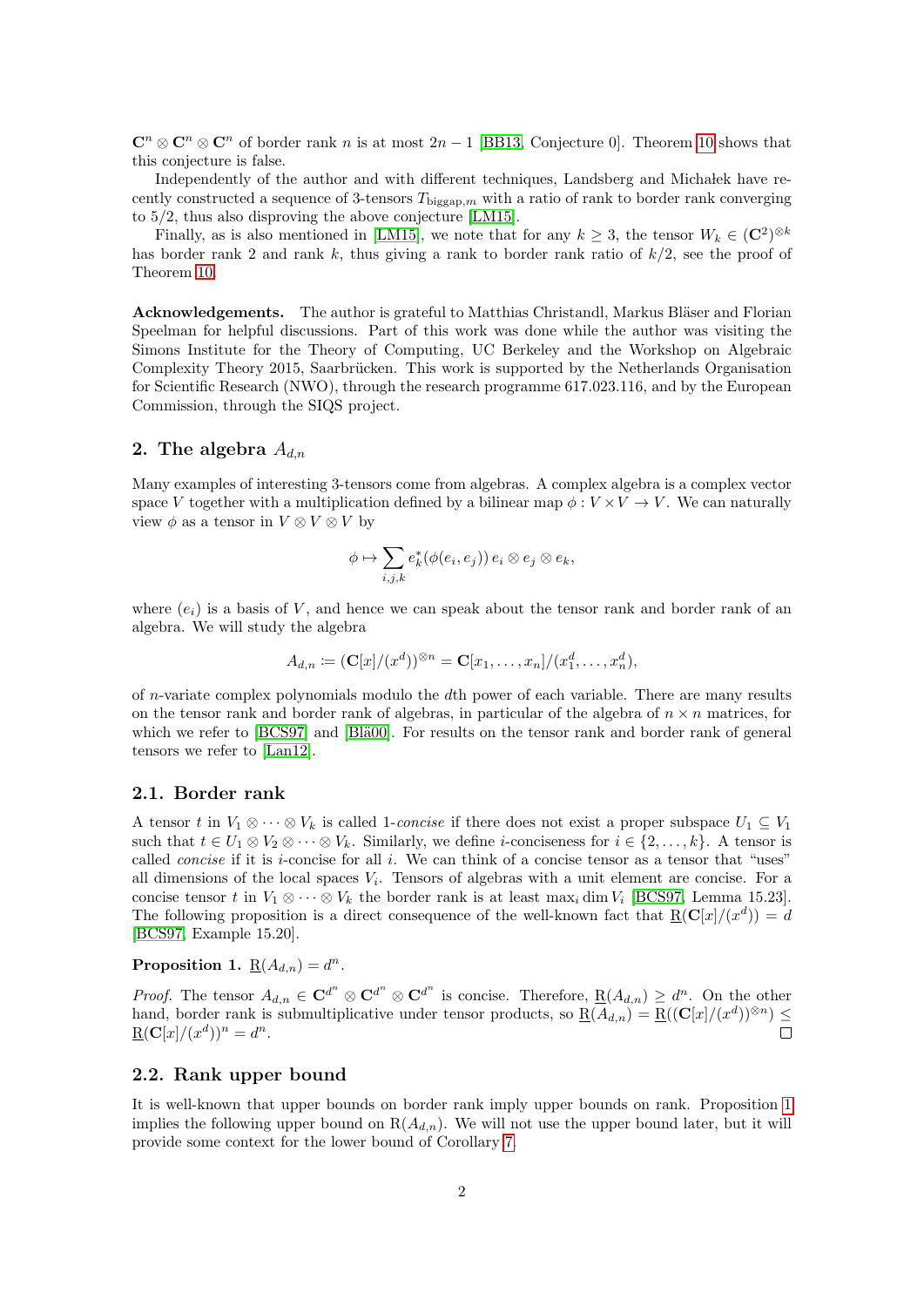$\mathbf{C}^n \otimes \mathbf{C}^n \otimes \mathbf{C}^n$ of border rank $n$ is at most $2n-1$ [BB13, Conjecture 0]. Theorem 10 shows that this conjecture is false.

Independently of the author and with different techniques, Landsberg and Michałek have recently constructed a sequence of 3-tensors $T_{\mathrm{biggap},m}$ with a ratio of rank to border rank converging to 5/2, thus also disproving the above conjecture [LM15].

Finally, as is also mentioned in [LM15], we note that for any $k \geq 3$, the tensor $W_k \in (\mathbf{C}^2)^{\otimes k}$ has border rank 2 and rank $k$, thus giving a rank to border rank ratio of $k/2$, see the proof of Theorem 10.

**Acknowledgements.** The author is grateful to Matthias Christandl, Markus Bläser and Florian Speelman for helpful discussions. Part of this work was done while the author was visiting the Simons Institute for the Theory of Computing, UC Berkeley and the Workshop on Algebraic Complexity Theory 2015, Saarbrücken. This work is supported by the Netherlands Organisation for Scientific Research (NWO), through the research programme 617.023.116, and by the European Commission, through the SIQS project.

## 2. The algebra $A_{d,n}$

Many examples of interesting 3-tensors come from algebras. A complex algebra is a complex vector space $V$ together with a multiplication defined by a bilinear map $\phi : V \times V \to V$. We can naturally view $\phi$ as a tensor in $V \otimes V \otimes V$ by

$$\phi \mapsto \sum_{i,j,k} e_k^*(\phi(e_i, e_j))\, e_i \otimes e_j \otimes e_k,$$

where $(e_i)$ is a basis of $V$, and hence we can speak about the tensor rank and border rank of an algebra. We will study the algebra

$$A_{d,n} \coloneqq (\mathbf{C}[x]/(x^d))^{\otimes n} = \mathbf{C}[x_1, \ldots, x_n]/(x_1^d, \ldots, x_n^d),$$

of $n$-variate complex polynomials modulo the $d$th power of each variable. There are many results on the tensor rank and border rank of algebras, in particular of the algebra of $n \times n$ matrices, for which we refer to [BCS97] and [Blä00]. For results on the tensor rank and border rank of general tensors we refer to [Lan12].

### 2.1. Border rank

A tensor $t$ in $V_1 \otimes \cdots \otimes V_k$ is called 1-*concise* if there does not exist a proper subspace $U_1 \subsetneq V_1$ such that $t \in U_1 \otimes V_2 \otimes \cdots \otimes V_k$. Similarly, we define $i$-conciseness for $i \in \{2, \ldots, k\}$. A tensor is called *concise* if it is $i$-concise for all $i$. We can think of a concise tensor as a tensor that "uses" all dimensions of the local spaces $V_i$. Tensors of algebras with a unit element are concise. For a concise tensor $t$ in $V_1 \otimes \cdots \otimes V_k$ the border rank is at least $\max_i \dim V_i$ [BCS97, Lemma 15.23]. The following proposition is a direct consequence of the well-known fact that $\underline{\mathrm{R}}(\mathbf{C}[x]/(x^d)) = d$ [BCS97, Example 15.20].

**Proposition 1.** $\underline{\mathrm{R}}(A_{d,n}) = d^n$.

*Proof.* The tensor $A_{d,n} \in \mathbf{C}^{d^n} \otimes \mathbf{C}^{d^n} \otimes \mathbf{C}^{d^n}$ is concise. Therefore, $\underline{\mathrm{R}}(A_{d,n}) \geq d^n$. On the other hand, border rank is submultiplicative under tensor products, so $\underline{\mathrm{R}}(A_{d,n}) = \underline{\mathrm{R}}((\mathbf{C}[x]/(x^d))^{\otimes n}) \leq \underline{\mathrm{R}}(\mathbf{C}[x]/(x^d))^n = d^n$. $\square$

### 2.2. Rank upper bound

It is well-known that upper bounds on border rank imply upper bounds on rank. Proposition 1 implies the following upper bound on $\mathrm{R}(A_{d,n})$. We will not use the upper bound later, but it will provide some context for the lower bound of Corollary 7.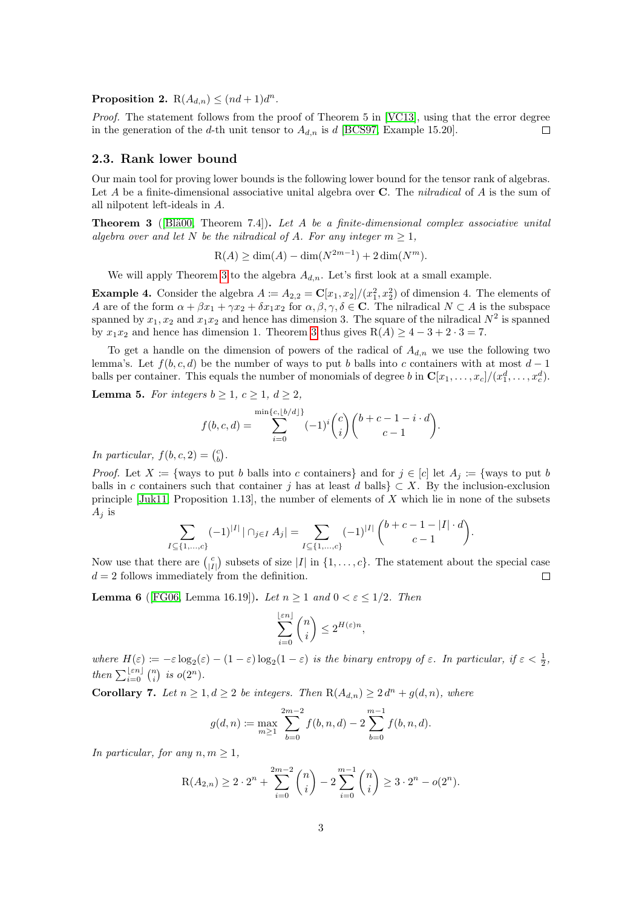**Proposition 2.** $\mathrm{R}(A_{d,n}) \leq (nd+1)d^n$.

*Proof.* The statement follows from the proof of Theorem 5 in [VC13], using that the error degree in the generation of the $d$-th unit tensor to $A_{d,n}$ is $d$ [BCS97, Example 15.20]. □

### 2.3. Rank lower bound

Our main tool for proving lower bounds is the following lower bound for the tensor rank of algebras. Let $A$ be a finite-dimensional associative unital algebra over $\mathbf{C}$. The *nilradical* of $A$ is the sum of all nilpotent left-ideals in $A$.

**Theorem 3** ([Blä00, Theorem 7.4])**.** *Let $A$ be a finite-dimensional complex associative unital algebra over and let $N$ be the nilradical of $A$. For any integer $m \geq 1$,*

$$\mathrm{R}(A) \geq \dim(A) - \dim(N^{2m-1}) + 2\dim(N^m).$$

We will apply Theorem 3 to the algebra $A_{d,n}$. Let's first look at a small example.

**Example 4.** Consider the algebra $A := A_{2,2} = \mathbf{C}[x_1, x_2]/(x_1^2, x_2^2)$ of dimension 4. The elements of $A$ are of the form $\alpha + \beta x_1 + \gamma x_2 + \delta x_1 x_2$ for $\alpha, \beta, \gamma, \delta \in \mathbf{C}$. The nilradical $N \subset A$ is the subspace spanned by $x_1, x_2$ and $x_1 x_2$ and hence has dimension 3. The square of the nilradical $N^2$ is spanned by $x_1 x_2$ and hence has dimension 1. Theorem 3 thus gives $\mathrm{R}(A) \geq 4 - 3 + 2 \cdot 3 = 7$.

To get a handle on the dimension of powers of the radical of $A_{d,n}$ we use the following two lemma's. Let $f(b, c, d)$ be the number of ways to put $b$ balls into $c$ containers with at most $d-1$ balls per container. This equals the number of monomials of degree $b$ in $\mathbf{C}[x_1, \ldots, x_c]/(x_1^d, \ldots, x_c^d)$.

**Lemma 5.** *For integers $b \geq 1$, $c \geq 1$, $d \geq 2$,*

$$f(b, c, d) = \sum_{i=0}^{\min\{c, \lfloor b/d \rfloor\}} (-1)^i \binom{c}{i} \binom{b+c-1-i\cdot d}{c-1}.$$

*In particular, $f(b, c, 2) = \binom{c}{b}$.*

*Proof.* Let $X :=$ {ways to put $b$ balls into $c$ containers} and for $j \in [c]$ let $A_j :=$ {ways to put $b$ balls in $c$ containers such that container $j$ has at least $d$ balls} $\subset X$. By the inclusion-exclusion principle [Juk11, Proposition 1.13], the number of elements of $X$ which lie in none of the subsets $A_j$ is

$$\sum_{I \subseteq \{1,\ldots,c\}} (-1)^{|I|} \, |\cap_{j \in I} A_j| = \sum_{I \subseteq \{1,\ldots,c\}} (-1)^{|I|} \binom{b+c-1-|I|\cdot d}{c-1}.$$

Now use that there are $\binom{c}{|I|}$ subsets of size $|I|$ in $\{1, \ldots, c\}$. The statement about the special case $d = 2$ follows immediately from the definition. □

**Lemma 6** ([FG06, Lemma 16.19])**.** *Let $n \geq 1$ and $0 < \varepsilon \leq 1/2$. Then*

$$\sum_{i=0}^{\lfloor \varepsilon n \rfloor} \binom{n}{i} \leq 2^{H(\varepsilon)n},$$

*where $H(\varepsilon) := -\varepsilon \log_2(\varepsilon) - (1-\varepsilon)\log_2(1-\varepsilon)$ is the binary entropy of $\varepsilon$. In particular, if $\varepsilon < \frac{1}{2}$, then $\sum_{i=0}^{\lfloor \varepsilon n \rfloor} \binom{n}{i}$ is $o(2^n)$.*

**Corollary 7.** *Let $n \geq 1, d \geq 2$ be integers. Then $\mathrm{R}(A_{d,n}) \geq 2\,d^n + g(d,n)$, where*

$$g(d,n) := \max_{m \geq 1} \sum_{b=0}^{2m-2} f(b, n, d) - 2 \sum_{b=0}^{m-1} f(b, n, d).$$

*In particular, for any $n, m \geq 1$,*

$$\mathrm{R}(A_{2,n}) \geq 2 \cdot 2^n + \sum_{i=0}^{2m-2} \binom{n}{i} - 2 \sum_{i=0}^{m-1} \binom{n}{i} \geq 3 \cdot 2^n - o(2^n).$$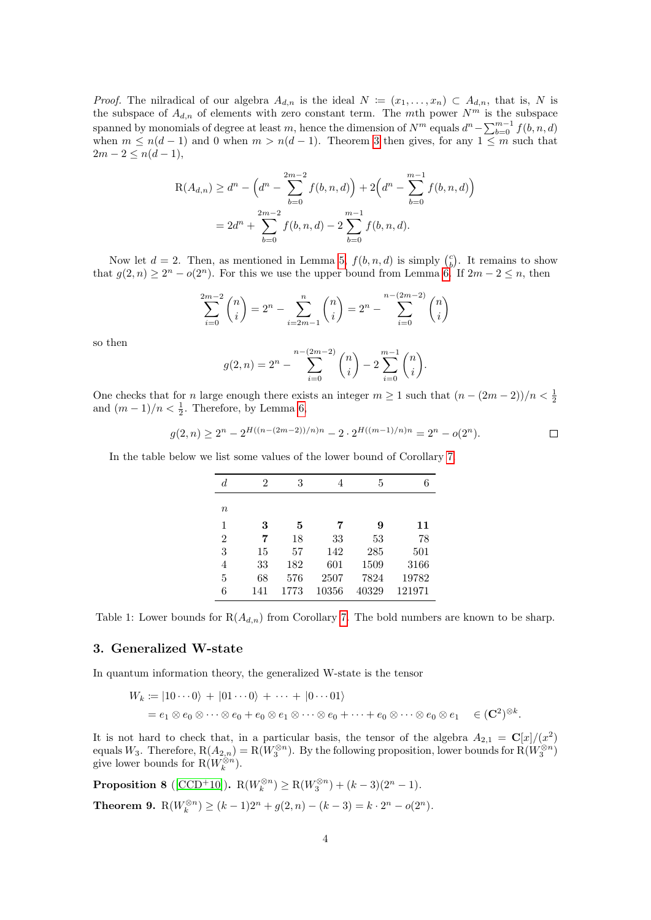*Proof.* The nilradical of our algebra $A_{d,n}$ is the ideal $N := (x_1, \ldots, x_n) \subset A_{d,n}$, that is, $N$ is the subspace of $A_{d,n}$ of elements with zero constant term. The $m$th power $N^m$ is the subspace spanned by monomials of degree at least $m$, hence the dimension of $N^m$ equals $d^n - \sum_{b=0}^{m-1} f(b,n,d)$ when $m \leq n(d-1)$ and 0 when $m > n(d-1)$. Theorem 3 then gives, for any $1 \leq m$ such that $2m - 2 \leq n(d-1)$,

$$
\begin{aligned}
\mathrm{R}(A_{d,n}) &\geq d^n - \Big(d^n - \sum_{b=0}^{2m-2} f(b,n,d)\Big) + 2\Big(d^n - \sum_{b=0}^{m-1} f(b,n,d)\Big) \\
&= 2d^n + \sum_{b=0}^{2m-2} f(b,n,d) - 2\sum_{b=0}^{m-1} f(b,n,d).
\end{aligned}
$$

Now let $d = 2$. Then, as mentioned in Lemma 5, $f(b,n,d)$ is simply $\binom{c}{b}$. It remains to show that $g(2,n) \geq 2^n - o(2^n)$. For this we use the upper bound from Lemma 6. If $2m - 2 \leq n$, then

$$
\sum_{i=0}^{2m-2} \binom{n}{i} = 2^n - \sum_{i=2m-1}^{n} \binom{n}{i} = 2^n - \sum_{i=0}^{n-(2m-2)} \binom{n}{i}
$$

so then

$$
g(2,n) = 2^n - \sum_{i=0}^{n-(2m-2)} \binom{n}{i} - 2\sum_{i=0}^{m-1} \binom{n}{i}.
$$

One checks that for $n$ large enough there exists an integer $m \geq 1$ such that $(n-(2m-2))/n < \frac{1}{2}$ and $(m-1)/n < \frac{1}{2}$. Therefore, by Lemma 6,

$$
g(2,n) \geq 2^n - 2^{H((n-(2m-2))/n)n} - 2 \cdot 2^{H((m-1)/n)n} = 2^n - o(2^n). \qquad \square
$$

In the table below we list some values of the lower bound of Corollary 7.

| $n$ \ $d$ | 2 | 3 | 4 | 5 | 6 |
|---|---|---|---|---|---|
| 1 | **3** | **5** | **7** | **9** | **11** |
| 2 | **7** | 18 | 33 | 53 | 78 |
| 3 | 15 | 57 | 142 | 285 | 501 |
| 4 | 33 | 182 | 601 | 1509 | 3166 |
| 5 | 68 | 576 | 2507 | 7824 | 19782 |
| 6 | 141 | 1773 | 10356 | 40329 | 121971 |

Table 1: Lower bounds for $\mathrm{R}(A_{d,n})$ from Corollary 7. The bold numbers are known to be sharp.

## 3. Generalized W-state

In quantum information theory, the generalized W-state is the tensor

$$
\begin{aligned}
W_k &:= |10\cdots0\rangle + |01\cdots0\rangle + \cdots + |0\cdots01\rangle \\
&= e_1 \otimes e_0 \otimes \cdots \otimes e_0 + e_0 \otimes e_1 \otimes \cdots \otimes e_0 + \cdots + e_0 \otimes \cdots \otimes e_0 \otimes e_1 \quad \in (\mathbf{C}^2)^{\otimes k}.
\end{aligned}
$$

It is not hard to check that, in a particular basis, the tensor of the algebra $A_{2,1} = \mathbf{C}[x]/(x^2)$ equals $W_3$. Therefore, $\mathrm{R}(A_{2,n}) = \mathrm{R}(W_3^{\otimes n})$. By the following proposition, lower bounds for $\mathrm{R}(W_3^{\otimes n})$ give lower bounds for $\mathrm{R}(W_k^{\otimes n})$.

**Proposition 8** ([CCD+10]). $\mathrm{R}(W_k^{\otimes n}) \geq \mathrm{R}(W_3^{\otimes n}) + (k-3)(2^n - 1)$.

**Theorem 9.** $\mathrm{R}(W_k^{\otimes n}) \geq (k-1)2^n + g(2,n) - (k-3) = k \cdot 2^n - o(2^n)$.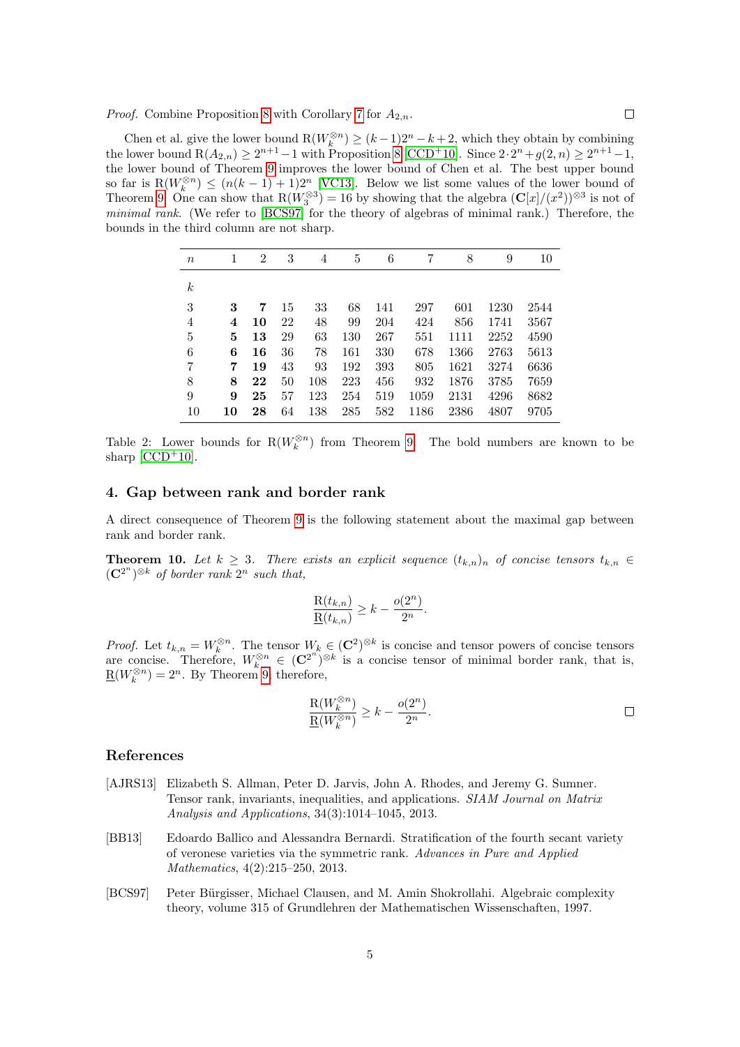*Proof.* Combine Proposition 8 with Corollary 7 for $A_{2,n}$. □

Chen et al. give the lower bound $\mathrm{R}(W_k^{\otimes n}) \geq (k-1)2^n - k + 2$, which they obtain by combining the lower bound $\mathrm{R}(A_{2,n}) \geq 2^{n+1} - 1$ with Proposition 8 [CCD+10]. Since $2 \cdot 2^n + g(2,n) \geq 2^{n+1} - 1$, the lower bound of Theorem 9 improves the lower bound of Chen et al. The best upper bound so far is $\mathrm{R}(W_k^{\otimes n}) \leq (n(k-1)+1)2^n$ [VC13]. Below we list some values of the lower bound of Theorem 9. One can show that $\mathrm{R}(W_3^{\otimes 3}) = 16$ by showing that the algebra $(\mathbf{C}[x]/(x^2))^{\otimes 3}$ is not of *minimal rank*. (We refer to [BCS97] for the theory of algebras of minimal rank.) Therefore, the bounds in the third column are not sharp.

| $k$ \ $n$ | 1 | 2 | 3 | 4 | 5 | 6 | 7 | 8 | 9 | 10 |
|---|---|---|---|---|---|---|---|---|---|---|
| 3 | **3** | **7** | 15 | 33 | 68 | 141 | 297 | 601 | 1230 | 2544 |
| 4 | **4** | **10** | 22 | 48 | 99 | 204 | 424 | 856 | 1741 | 3567 |
| 5 | **5** | **13** | 29 | 63 | 130 | 267 | 551 | 1111 | 2252 | 4590 |
| 6 | **6** | **16** | 36 | 78 | 161 | 330 | 678 | 1366 | 2763 | 5613 |
| 7 | **7** | **19** | 43 | 93 | 192 | 393 | 805 | 1621 | 3274 | 6636 |
| 8 | **8** | **22** | 50 | 108 | 223 | 456 | 932 | 1876 | 3785 | 7659 |
| 9 | **9** | **25** | 57 | 123 | 254 | 519 | 1059 | 2131 | 4296 | 8682 |
| 10 | **10** | **28** | 64 | 138 | 285 | 582 | 1186 | 2386 | 4807 | 9705 |

Table 2: Lower bounds for $\mathrm{R}(W_k^{\otimes n})$ from Theorem 9. The bold numbers are known to be sharp [CCD+10].

## 4. Gap between rank and border rank

A direct consequence of Theorem 9 is the following statement about the maximal gap between rank and border rank.

**Theorem 10.** *Let $k \geq 3$. There exists an explicit sequence $(t_{k,n})_n$ of concise tensors $t_{k,n} \in (\mathbf{C}^{2^n})^{\otimes k}$ of border rank $2^n$ such that,*

$$\frac{\mathrm{R}(t_{k,n})}{\underline{\mathrm{R}}(t_{k,n})} \geq k - \frac{o(2^n)}{2^n}.$$

*Proof.* Let $t_{k,n} = W_k^{\otimes n}$. The tensor $W_k \in (\mathbf{C}^2)^{\otimes k}$ is concise and tensor powers of concise tensors are concise. Therefore, $W_k^{\otimes n} \in (\mathbf{C}^{2^n})^{\otimes k}$ is a concise tensor of minimal border rank, that is, $\underline{\mathrm{R}}(W_k^{\otimes n}) = 2^n$. By Theorem 9, therefore,

$$\frac{\mathrm{R}(W_k^{\otimes n})}{\underline{\mathrm{R}}(W_k^{\otimes n})} \geq k - \frac{o(2^n)}{2^n}.$$

□

## References

[AJRS13] Elizabeth S. Allman, Peter D. Jarvis, John A. Rhodes, and Jeremy G. Sumner. Tensor rank, invariants, inequalities, and applications. *SIAM Journal on Matrix Analysis and Applications*, 34(3):1014–1045, 2013.

[BB13] Edoardo Ballico and Alessandra Bernardi. Stratification of the fourth secant variety of veronese varieties via the symmetric rank. *Advances in Pure and Applied Mathematics*, 4(2):215–250, 2013.

[BCS97] Peter Bürgisser, Michael Clausen, and M. Amin Shokrollahi. Algebraic complexity theory, volume 315 of Grundlehren der Mathematischen Wissenschaften, 1997.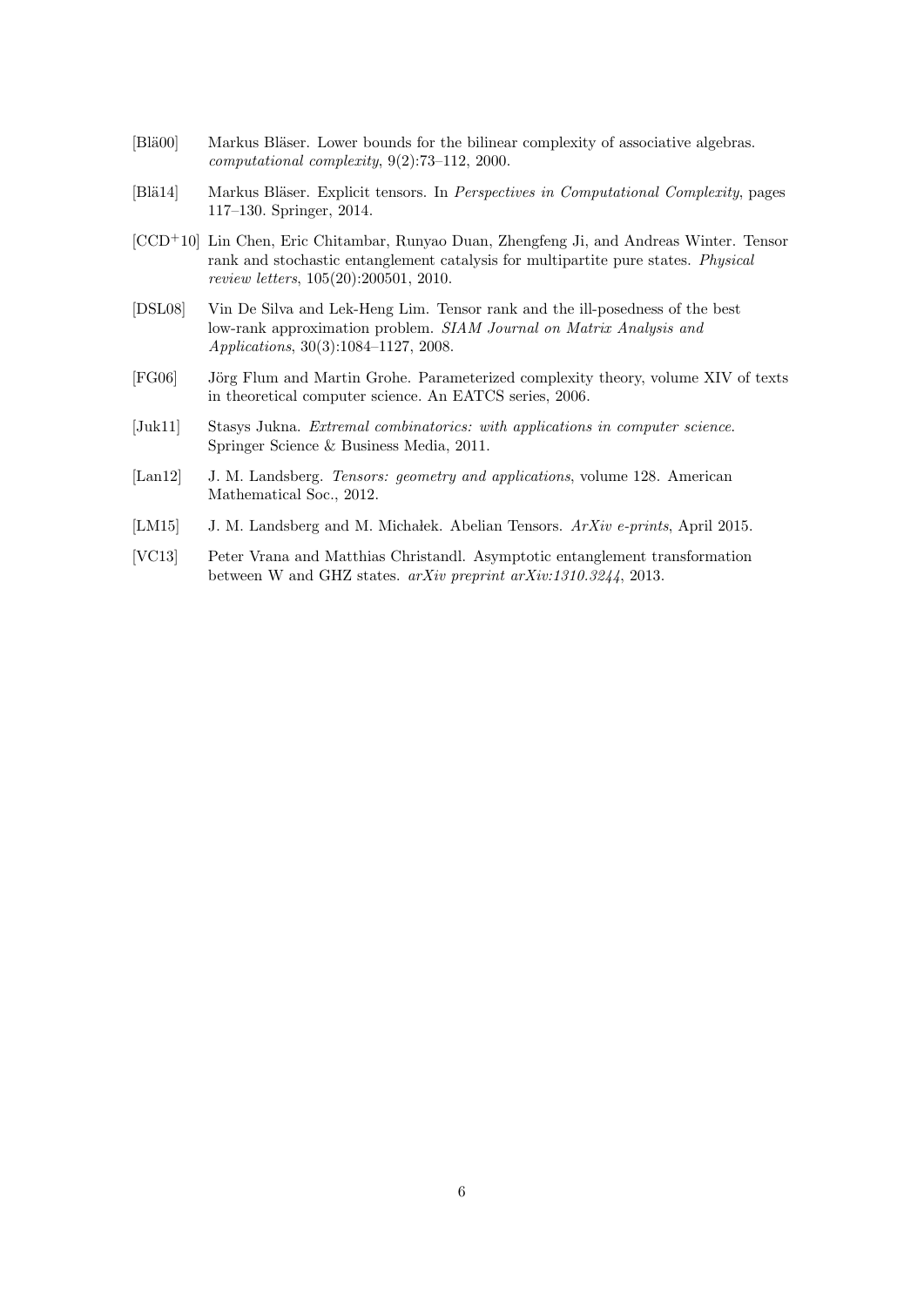[Blä00] Markus Bläser. Lower bounds for the bilinear complexity of associative algebras. *computational complexity*, 9(2):73–112, 2000.

[Blä14] Markus Bläser. Explicit tensors. In *Perspectives in Computational Complexity*, pages 117–130. Springer, 2014.

[CCD+10] Lin Chen, Eric Chitambar, Runyao Duan, Zhengfeng Ji, and Andreas Winter. Tensor rank and stochastic entanglement catalysis for multipartite pure states. *Physical review letters*, 105(20):200501, 2010.

[DSL08] Vin De Silva and Lek-Heng Lim. Tensor rank and the ill-posedness of the best low-rank approximation problem. *SIAM Journal on Matrix Analysis and Applications*, 30(3):1084–1127, 2008.

[FG06] Jörg Flum and Martin Grohe. Parameterized complexity theory, volume XIV of texts in theoretical computer science. An EATCS series, 2006.

[Juk11] Stasys Jukna. *Extremal combinatorics: with applications in computer science*. Springer Science & Business Media, 2011.

[Lan12] J. M. Landsberg. *Tensors: geometry and applications*, volume 128. American Mathematical Soc., 2012.

[LM15] J. M. Landsberg and M. Michałek. Abelian Tensors. *ArXiv e-prints*, April 2015.

[VC13] Peter Vrana and Matthias Christandl. Asymptotic entanglement transformation between W and GHZ states. *arXiv preprint arXiv:1310.3244*, 2013.